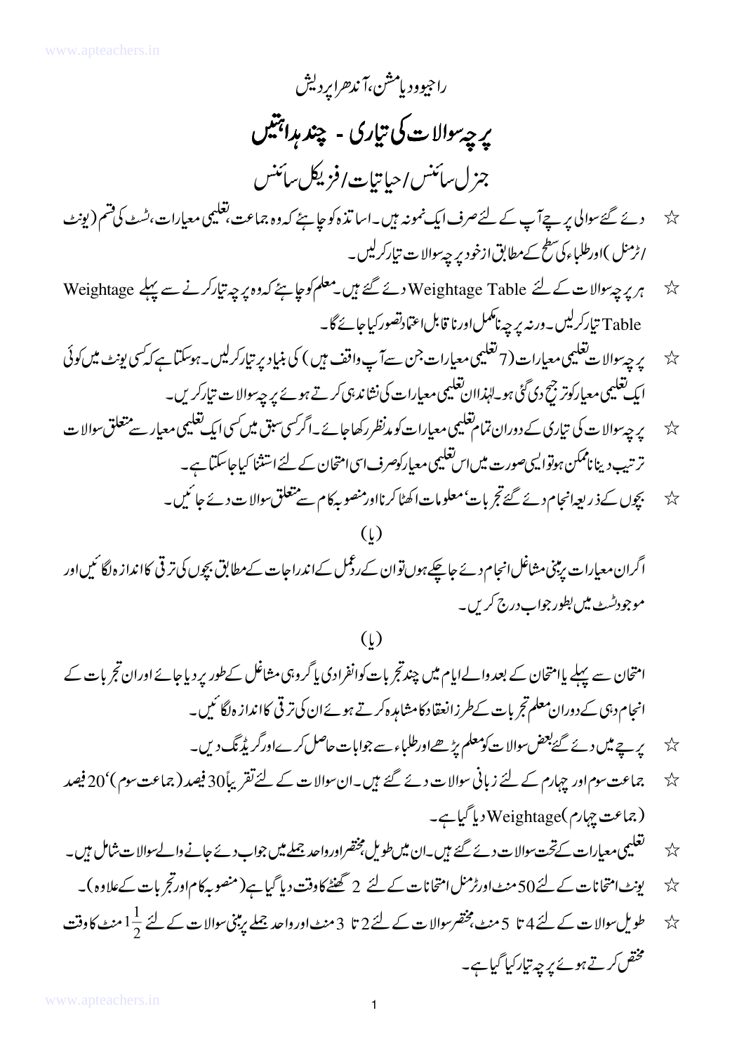راجیو ودیا مشن، آندھرا پردیش

# پرچہ سوالات کی تیاری - چند ہدایتیں

## جنرل سائنس / حیاتیات / فزیکل سائنس

☆ دئے گئے سوالی پرچے آپ کے لئے صرف ایک نمونہ ہیں۔ اساتذہ کو چاہئے کہ وہ جماعت، تعلیمی معیارات، ٹسٹ کی قسم (یونٹ /ٹرمنل) اور طلباء کی سطح کے مطابق ازخود پرچہ سوالات تیار کرلیں۔

☆ ہر پرچہ سوالات کے لئے Weightage Table دئے گئے ہیں۔ معلم کو چاہئے کہ وہ پرچہ تیار کرنے سے پہلے Weightage Table تیار کرلیں۔ ورنہ پرچہ نامکمل اور ناقابل اعتماد تصور کیا جائے گا۔

☆ پرچہ سوالات تعلیمی معیارات (7 تعلیمی معیارات جن سے آپ واقف ہیں) کی بنیاد پر تیار کرلیں۔ ہوسکتا ہے کہ کسی یونٹ میں کوئی ایک تعلیمی معیار کو ترجیح دی گئی ہو۔ لہٰذا ان تعلیمی معیارات کی نشاندہی کرتے ہوئے پرچہ سوالات تیار کریں۔

☆ پرچہ سوالات کی تیاری کے دوران تمام تعلیمی معیارات کو مدنظر رکھا جائے۔ اگر کسی سبق میں کسی ایک تعلیمی معیار سے متعلق سوالات ترتیب دینا ناممکن ہو تو ایسی صورت میں اس تعلیمی معیار کو صرف اسی امتحان کے لئے استثنا کیا جاسکتا ہے۔

☆ بچوں کے ذریعہ انجام دئے گئے تجربات، معلومات اکٹھا کرنا اور منصوبہ کام سے متعلق سوالات دئے جائیں۔

(یا)

اگر ان معیارات پر مبنی مشاغل انجام دئے جاچکے ہوں تو ان کے ردعمل کے اندراجات کے مطابق بچوں کی ترقی کا اندازہ لگائیں اور موجود ٹسٹ میں بطور جواب درج کریں۔

(یا)

امتحان سے پہلے یا امتحان کے بعد والے ایام میں چند تجربات کو انفرادی یا گروہی مشاغل کے طور پر دیا جائے اور ان تجربات کے انجام دہی کے دوران معلم تجربات کے طرز انعقاد کا مشاہدہ کرتے ہوئے ان کی ترقی کا اندازہ لگائیں۔

☆ پرچے میں دئے گئے بعض سوالات کو معلم پڑھے اور طلباء سے جوابات حاصل کرے اور گریڈنگ دیں۔

☆ جماعت سوم اور چہارم کے لئے زبانی سوالات دئے گئے ہیں۔ ان سوالات کے لئے تقریباً 30 فیصد (جماعت سوم)، 20 فیصد (جماعت چہارم) Weightage دیا گیا ہے۔

☆ تعلیمی معیارات کے تحت سوالات دئے گئے ہیں۔ ان میں طویل، مختصر اور واحد جملے میں جواب دئے جانے والے سوالات شامل ہیں۔

☆ یونٹ امتحانات کے لئے 50 منٹ اور ٹرمنل امتحانات کے لئے 2 گھنٹے کا وقت دیا گیا ہے (منصوبہ کام اور تجربات کے علاوہ)۔

☆ طویل سوالات کے لئے 4 تا 5 منٹ، مختصر سوالات کے لئے 2 تا 3 منٹ اور واحد جملے پر مبنی سوالات کے لئے $1\frac{1}{2}$ منٹ کا وقت مختص کرتے ہوئے پرچہ تیار کیا گیا ہے۔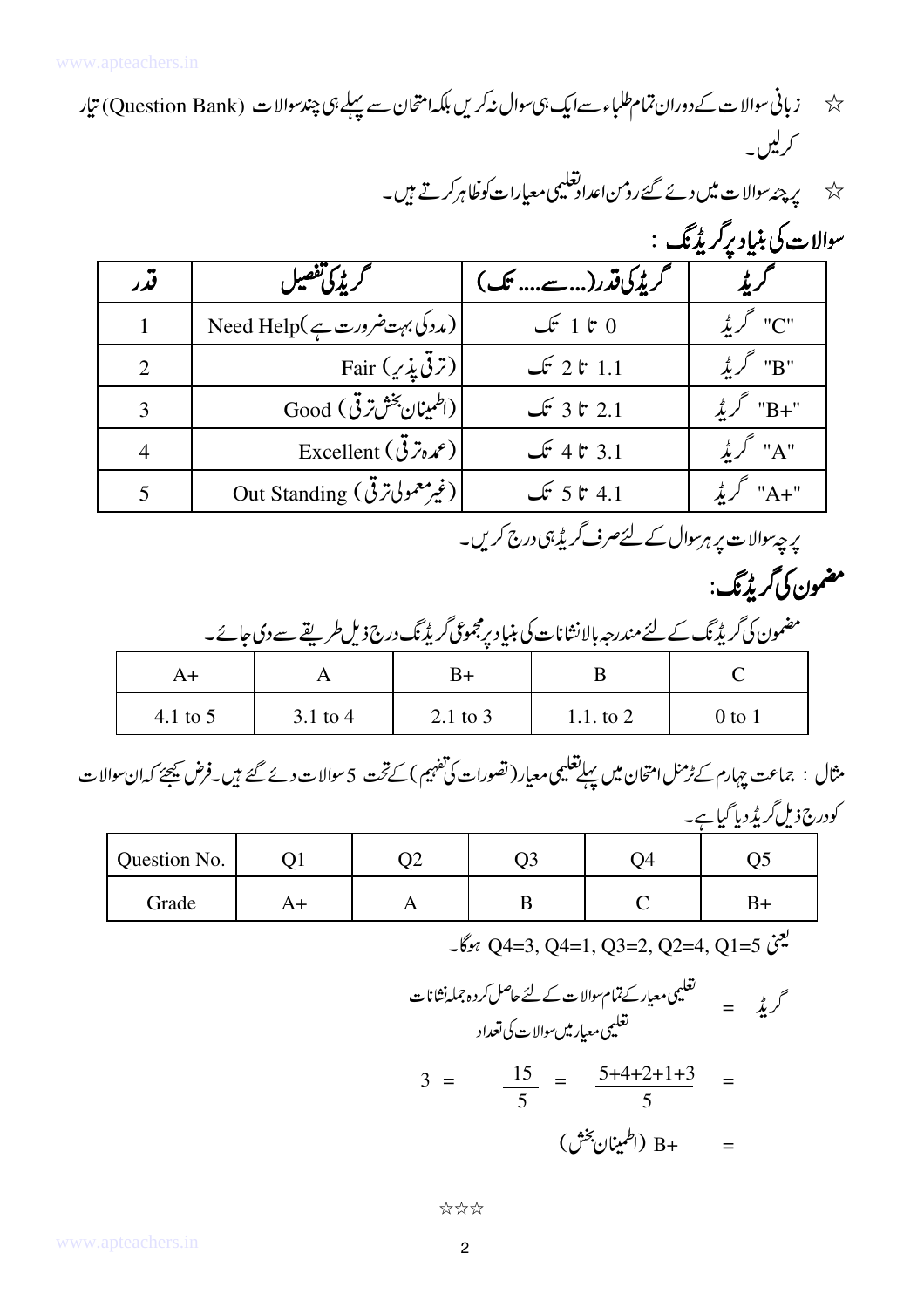☆ زبانی سوالات کے دوران تمام طلباء سے ایک ہی سوال نہ کریں بلکہ امتحان سے پہلے ہی چند سوالات (Question Bank) تیار کرلیں۔

☆ پرچہ سوالات میں دئے گئے رومن اعداد تعلیمی معیارات کو ظاہر کرتے ہیں۔

## سوالات کی بنیاد پر گریڈنگ :

| گریڈ | گریڈ کی قدر (...سے.... تک) | گریڈ کی تفصیل | قدر |
|---|---|---|---|
| گریڈ "C" | 0 تا 1 تک | (مدد کی بہت ضرورت ہے) Need Help | 1 |
| گریڈ "B" | 1.1 تا 2 تک | (ترقی پذیر) Fair | 2 |
| گریڈ "B+" | 2.1 تا 3 تک | (اطمینان بخش ترقی) Good | 3 |
| گریڈ "A" | 3.1 تا 4 تک | (عمدہ ترقی) Excellent | 4 |
| گریڈ "A+" | 4.1 تا 5 تک | (غیر معمولی ترقی) Out Standing | 5 |

پرچہ سوالات پر ہر سوال کے لئے صرف گریڈ ہی درج کریں۔

## مضمون کی گریڈنگ:

مضمون کی گریڈنگ کے لئے مندرجہ بالا نشانات کی بنیاد پر مجموعی گریڈنگ درج ذیل طریقے سے دی جائے۔

| A+ | A | B+ | B | C |
|---|---|---|---|---|
| 4.1 to 5 | 3.1 to 4 | 2.1 to 3 | 1.1. to 2 | 0 to 1 |

مثال : جماعت چہارم کے ٹرمنل امتحان میں پہلے تعلیمی معیار (تصورات کی تفہیم) کے تحت 5 سوالات دئے گئے ہیں۔ فرض کیجئے کہ ان سوالات کو درج ذیل گریڈ دیا گیا ہے۔

| Question No. | Q1 | Q2 | Q3 | Q4 | Q5 |
|---|---|---|---|---|---|
| Grade | A+ | A | B | C | B+ |

یعنی Q1=5, Q2=4, Q3=2, Q4=1, Q4=3 ہوگا۔

$$\text{گریڈ} = \frac{\text{تعلیمی معیار کے تمام سوالات کے لئے حاصل کردہ جملہ نشانات}}{\text{تعلیمی معیار میں سوالات کی تعداد}}$$

$$= \frac{5+4+2+1+3}{5} = \frac{15}{5} = 3$$

= B+ (اطمینان بخش)

☆☆☆